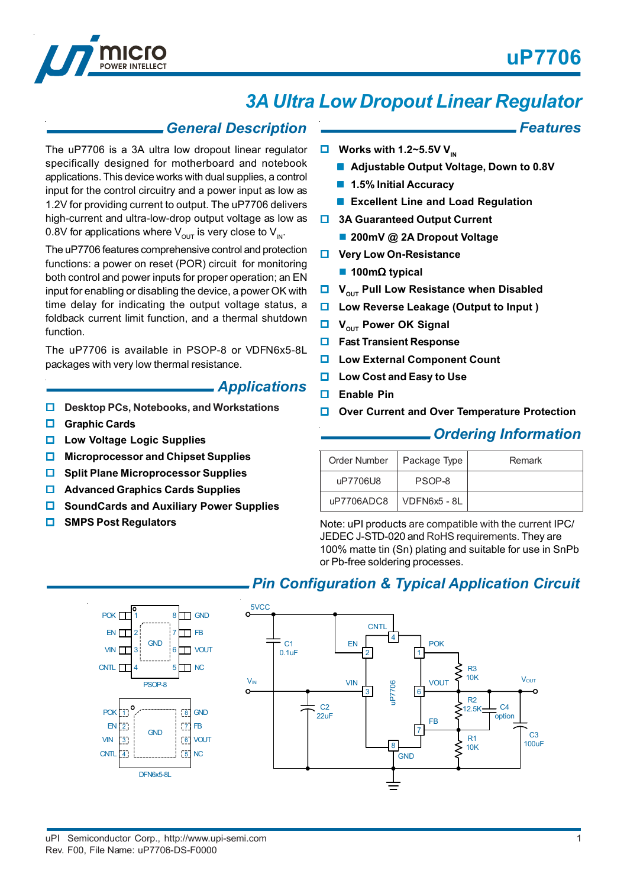# uP7706

## 3A Ultra Low Dropout Linear Regulator

## General Description

The uP7706 is a 3A ultra low dropout linear regulator specifically designed for motherboard and notebook applications. This device works with dual supplies, a control input for the control circuitry and a power input as low as 1.2V for providing current to output. The uP7706 delivers high-current and ultra-low-drop output voltage as low as 0.8V for applications where $V_{OUT}$ is very close to $V_{IN}$.

The uP7706 features comprehensive control and protection functions: a power on reset (POR) circuit for monitoring both control and power inputs for proper operation; an EN input for enabling or disabling the device, a power OK with time delay for indicating the output voltage status, a foldback current limit function, and a thermal shutdown function.

The uP7706 is available in PSOP-8 or VDFN6x5-8L packages with very low thermal resistance.

## Applications

- Desktop PCs, Notebooks, and Workstations
- Graphic Cards
- Low Voltage Logic Supplies
- Microprocessor and Chipset Supplies
- Split Plane Microprocessor Supplies
- Advanced Graphics Cards Supplies
- SoundCards and Auxiliary Power Supplies
- SMPS Post Regulators

## Features

- **Works with 1.2~5.5V $V_{IN}$**
  - **Adjustable Output Voltage, Down to 0.8V**
  - **1.5% Initial Accuracy**
  - **Excellent Line and Load Regulation**
- **3A Guaranteed Output Current**
  - **200mV @ 2A Dropout Voltage**
- **Very Low On-Resistance**
  - **100mΩ typical**
- **$V_{OUT}$ Pull Low Resistance when Disabled**
- **Low Reverse Leakage (Output to Input )**
- **$V_{OUT}$ Power OK Signal**
- **Fast Transient Response**
- **Low External Component Count**
- **Low Cost and Easy to Use**
- **Enable Pin**
- **Over Current and Over Temperature Protection**

## Ordering Information

| Order Number | Package Type | Remark |
|---|---|---|
| uP7706U8 | PSOP-8 | |
| uP7706ADC8 | VDFN6x5 - 8L | |

Note: uPI products are compatible with the current IPC/ JEDEC J-STD-020 and RoHS requirements. They are 100% matte tin (Sn) plating and suitable for use in SnPb or Pb-free soldering processes.

## Pin Configuration & Typical Application Circuit

PSOP-8: POK 1, EN 2, VIN 3, CNTL 4, NC 5, VOUT 6, FB 7, GND 8 (GND pad)

DFN6x5-8L: POK 1, EN 2, VIN 3, CNTL 4, NC 5, VOUT 6, FB 7, GND 8 (GND pad)

Typical application circuit: 5VCC to CNTL (4), C1 0.1uF; EN (2); $V_{IN}$ to VIN (3), C2 22uF; POK (1) with R3 10K pull-up; VOUT (6) to $V_{OUT}$, C3 100uF; FB (7) with R2 12.5K, C4 option, R1 10K; GND (8).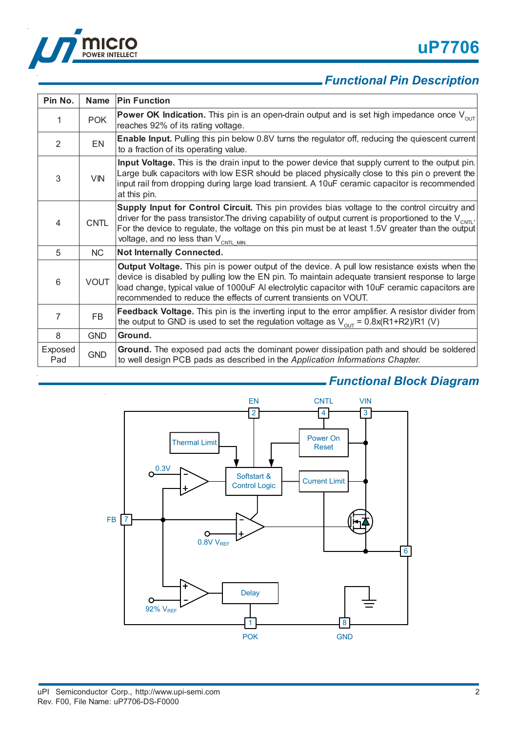## Functional Pin Description

| Pin No. | Name | Pin Function |
|---|---|---|
| 1 | POK | **Power OK Indication.** This pin is an open-drain output and is set high impedance once $V_{OUT}$ reaches 92% of its rating voltage. |
| 2 | EN | **Enable Input.** Pulling this pin below 0.8V turns the regulator off, reducing the quiescent current to a fraction of its operating value. |
| 3 | VIN | **Input Voltage.** This is the drain input to the power device that supply current to the output pin. Large bulk capacitors with low ESR should be placed physically close to this pin o prevent the input rail from dropping during large load transient. A 10uF ceramic capacitor is recommended at this pin. |
| 4 | CNTL | **Supply Input for Control Circuit.** This pin provides bias voltage to the control circuitry and driver for the pass transistor.The driving capability of output current is proportioned to the $V_{CNTL}$. For the device to regulate, the voltage on this pin must be at least 1.5V greater than the output voltage, and no less than $V_{CNTL\_MIN}$. |
| 5 | NC | **Not Internally Connected.** |
| 6 | VOUT | **Output Voltage.** This pin is power output of the device. A pull low resistance exists when the device is disabled by pulling low the EN pin. To maintain adequate transient response to large load change, typical value of 1000uF Al electrolytic capacitor with 10uF ceramic capacitors are recommended to reduce the effects of current transients on VOUT. |
| 7 | FB | **Feedback Voltage.** This pin is the inverting input to the error amplifier. A resistor divider from the output to GND is used to set the regulation voltage as $V_{OUT}$ = 0.8x(R1+R2)/R1 (V) |
| 8 | GND | **Ground.** |
| Exposed Pad | GND | **Ground.** The exposed pad acts the dominant power dissipation path and should be soldered to well design PCB pads as described in the *Application Informations Chapter.* |

## Functional Block Diagram

EN (2), CNTL (4), VIN (3), Thermal Limit, Power On Reset, Softstart & Control Logic, Current Limit, 0.3V, FB (7), 0.8V $V_{REF}$, 92% $V_{REF}$, Delay, POK (1), GND (8), 6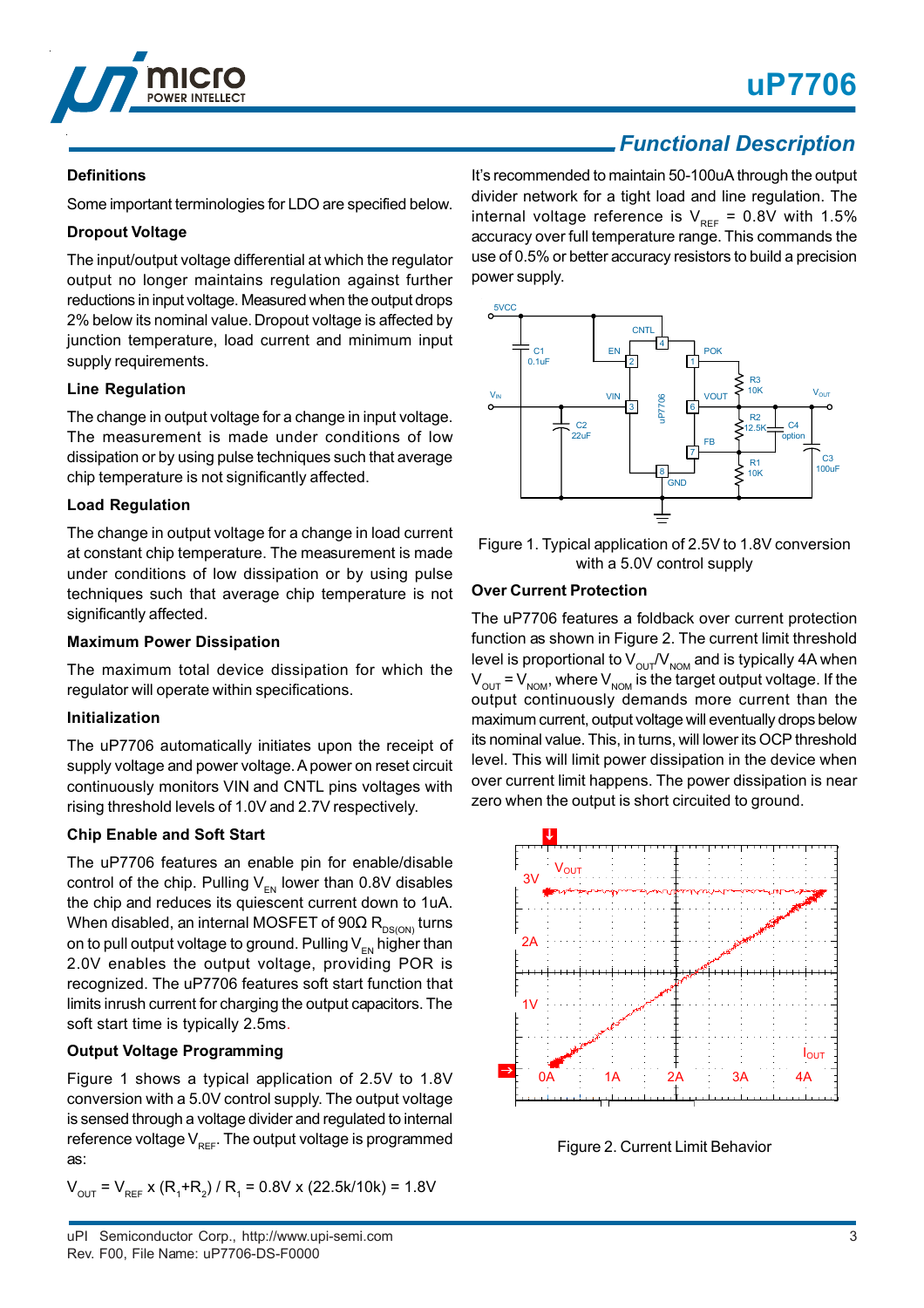## Functional Description

### Definitions

Some important terminologies for LDO are specified below.

### Dropout Voltage

The input/output voltage differential at which the regulator output no longer maintains regulation against further reductions in input voltage. Measured when the output drops 2% below its nominal value. Dropout voltage is affected by junction temperature, load current and minimum input supply requirements.

### Line Regulation

The change in output voltage for a change in input voltage. The measurement is made under conditions of low dissipation or by using pulse techniques such that average chip temperature is not significantly affected.

### Load Regulation

The change in output voltage for a change in load current at constant chip temperature. The measurement is made under conditions of low dissipation or by using pulse techniques such that average chip temperature is not significantly affected.

### Maximum Power Dissipation

The maximum total device dissipation for which the regulator will operate within specifications.

### Initialization

The uP7706 automatically initiates upon the receipt of supply voltage and power voltage. A power on reset circuit continuously monitors VIN and CNTL pins voltages with rising threshold levels of 1.0V and 2.7V respectively.

### Chip Enable and Soft Start

The uP7706 features an enable pin for enable/disable control of the chip. Pulling $V_{EN}$ lower than 0.8V disables the chip and reduces its quiescent current down to 1uA. When disabled, an internal MOSFET of 90Ω $R_{DS(ON)}$ turns on to pull output voltage to ground. Pulling $V_{EN}$ higher than 2.0V enables the output voltage, providing POR is recognized. The uP7706 features soft start function that limits inrush current for charging the output capacitors. The soft start time is typically 2.5ms.

### Output Voltage Programming

Figure 1 shows a typical application of 2.5V to 1.8V conversion with a 5.0V control supply. The output voltage is sensed through a voltage divider and regulated to internal reference voltage $V_{REF}$. The output voltage is programmed as:

$$V_{OUT} = V_{REF} \times (R_1+R_2) / R_1 = 0.8V \times (22.5k/10k) = 1.8V$$

It's recommended to maintain 50-100uA through the output divider network for a tight load and line regulation. The internal voltage reference is $V_{REF}$ = 0.8V with 1.5% accuracy over full temperature range. This commands the use of 0.5% or better accuracy resistors to build a precision power supply.

Figure 1. Typical application of 2.5V to 1.8V conversion with a 5.0V control supply

### Over Current Protection

The uP7706 features a foldback over current protection function as shown in Figure 2. The current limit threshold level is proportional to $V_{OUT}/V_{NOM}$ and is typically 4A when $V_{OUT} = V_{NOM}$, where $V_{NOM}$ is the target output voltage. If the output continuously demands more current than the maximum current, output voltage will eventually drops below its nominal value. This, in turns, will lower its OCP threshold level. This will limit power dissipation in the device when over current limit happens. The power dissipation is near zero when the output is short circuited to ground.

Figure 2. Current Limit Behavior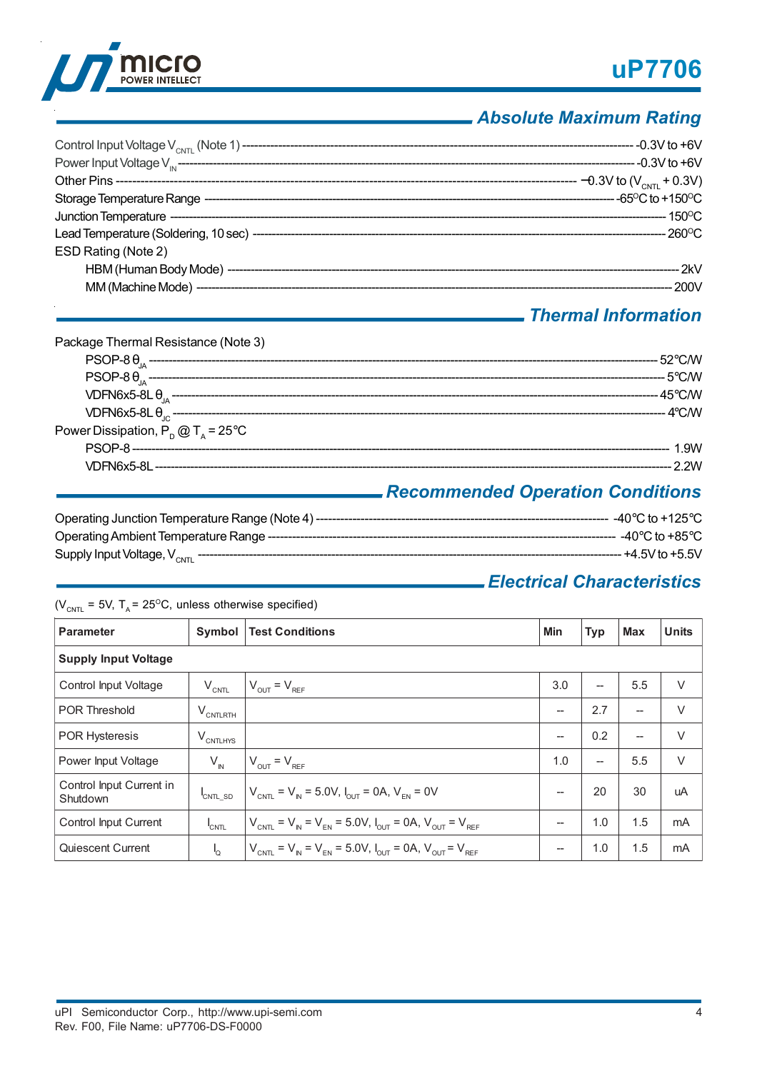## Absolute Maximum Rating

Control Input Voltage $V_{CNTL}$ (Note 1) ---------- -0.3V to +6V
Power Input Voltage $V_{IN}$ ---------- -0.3V to +6V
Other Pins ---------- −0.3V to ($V_{CNTL}$ + 0.3V)
Storage Temperature Range ---------- -65°C to +150°C
Junction Temperature ---------- 150°C
Lead Temperature (Soldering, 10 sec) ---------- 260°C
ESD Rating (Note 2)
HBM (Human Body Mode) ---------- 2kV
MM (Machine Mode) ---------- 200V

## Thermal Information

Package Thermal Resistance (Note 3)
PSOP-8 $\theta_{JA}$ ---------- 52°C/W
PSOP-8 $\theta_{JA}$ ---------- 5°C/W
VDFN6x5-8L $\theta_{JA}$ ---------- 45°C/W
VDFN6x5-8L $\theta_{JC}$ ---------- 4°C/W
Power Dissipation, $P_D$ @ $T_A$ = 25°C
PSOP-8 ---------- 1.9W
VDFN6x5-8L ---------- 2.2W

## Recommended Operation Conditions

Operating Junction Temperature Range (Note 4) ---------- -40°C to +125°C
Operating Ambient Temperature Range ---------- -40°C to +85°C
Supply Input Voltage, $V_{CNTL}$ ---------- +4.5V to +5.5V

## Electrical Characteristics

($V_{CNTL}$ = 5V, $T_A$ = 25°C, unless otherwise specified)

| Parameter | Symbol | Test Conditions | Min | Typ | Max | Units |
|---|---|---|---|---|---|---|
| **Supply Input Voltage** | | | | | | |
| Control Input Voltage | $V_{CNTL}$ | $V_{OUT}$ = $V_{REF}$ | 3.0 | -- | 5.5 | V |
| POR Threshold | $V_{CNTLRTH}$ | | -- | 2.7 | -- | V |
| POR Hysteresis | $V_{CNTLHYS}$ | | -- | 0.2 | -- | V |
| Power Input Voltage | $V_{IN}$ | $V_{OUT}$ = $V_{REF}$ | 1.0 | -- | 5.5 | V |
| Control Input Current in Shutdown | $I_{CNTL\_SD}$ | $V_{CNTL}$ = $V_{IN}$ = 5.0V, $I_{OUT}$ = 0A, $V_{EN}$ = 0V | -- | 20 | 30 | uA |
| Control Input Current | $I_{CNTL}$ | $V_{CNTL}$ = $V_{IN}$ = $V_{EN}$ = 5.0V, $I_{OUT}$ = 0A, $V_{OUT}$ = $V_{REF}$ | -- | 1.0 | 1.5 | mA |
| Quiescent Current | $I_Q$ | $V_{CNTL}$ = $V_{IN}$ = $V_{EN}$ = 5.0V, $I_{OUT}$ = 0A, $V_{OUT}$ = $V_{REF}$ | -- | 1.0 | 1.5 | mA |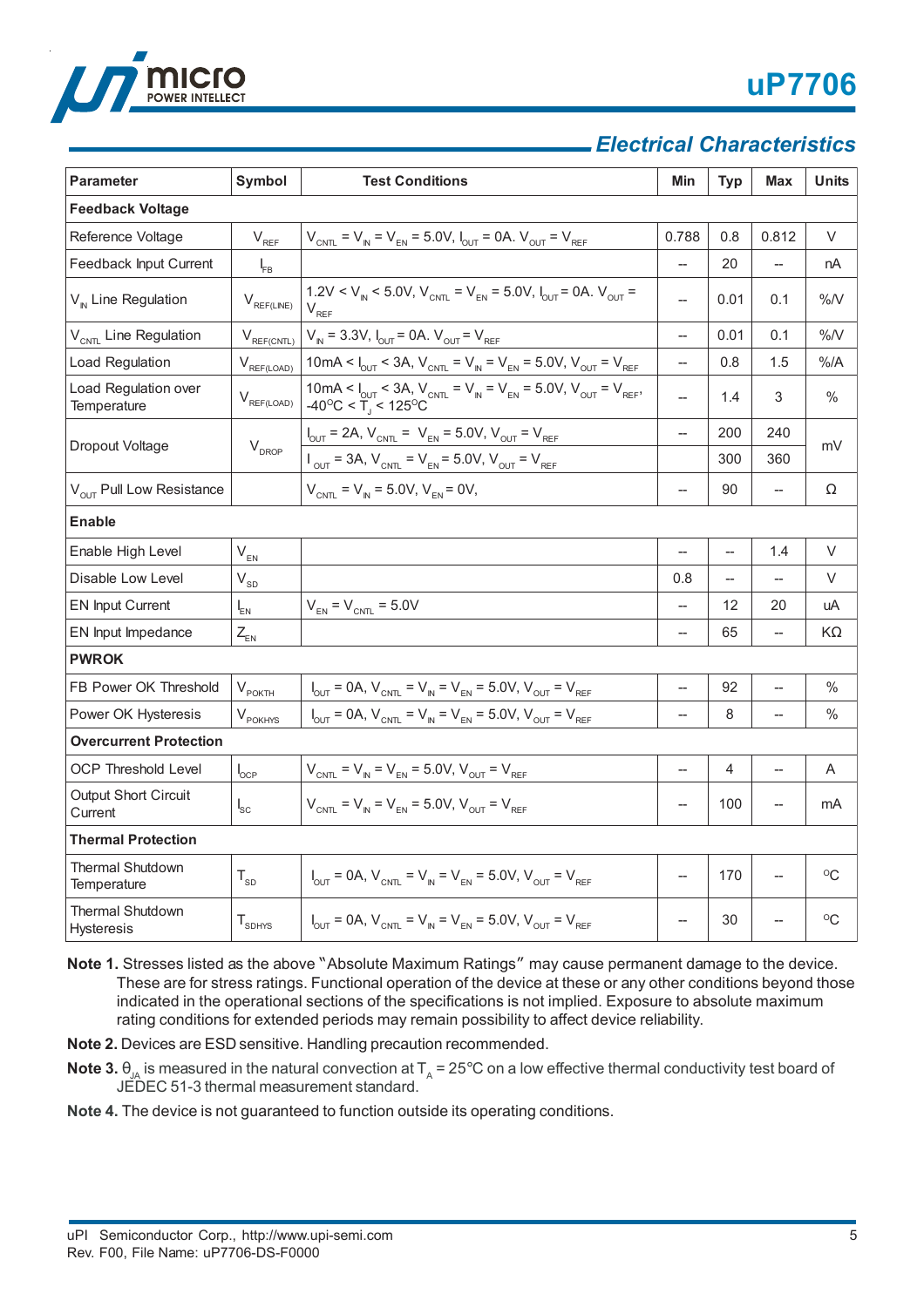## Electrical Characteristics

| Parameter | Symbol | Test Conditions | Min | Typ | Max | Units |
|---|---|---|---|---|---|---|
| **Feedback Voltage** | | | | | | |
| Reference Voltage | $V_{REF}$ | $V_{CNTL} = V_{IN} = V_{EN} = 5.0V$, $I_{OUT} = 0A$. $V_{OUT} = V_{REF}$ | 0.788 | 0.8 | 0.812 | V |
| Feedback Input Current | $I_{FB}$ | | -- | 20 | -- | nA |
| $V_{IN}$ Line Regulation | $V_{REF(LINE)}$ | $1.2V < V_{IN} < 5.0V$, $V_{CNTL} = V_{EN} = 5.0V$, $I_{OUT} = 0A$. $V_{OUT} = V_{REF}$ | -- | 0.01 | 0.1 | %/V |
| $V_{CNTL}$ Line Regulation | $V_{REF(CNTL)}$ | $V_{IN} = 3.3V$, $I_{OUT} = 0A$. $V_{OUT} = V_{REF}$ | -- | 0.01 | 0.1 | %/V |
| Load Regulation | $V_{REF(LOAD)}$ | $10mA < I_{OUT} < 3A$, $V_{CNTL} = V_{IN} = V_{EN} = 5.0V$, $V_{OUT} = V_{REF}$ | -- | 0.8 | 1.5 | %/A |
| Load Regulation over Temperature | $V_{REF(LOAD)}$ | $10mA < I_{OUT} < 3A$, $V_{CNTL} = V_{IN} = V_{EN} = 5.0V$, $V_{OUT} = V_{REF}$, $-40^{o}C < T_J < 125^{o}C$ | -- | 1.4 | 3 | % |
| Dropout Voltage | $V_{DROP}$ | $I_{OUT} = 2A$, $V_{CNTL} = V_{EN} = 5.0V$, $V_{OUT} = V_{REF}$ | -- | 200 | 240 | mV |
| | | $I_{OUT} = 3A$, $V_{CNTL} = V_{EN} = 5.0V$, $V_{OUT} = V_{REF}$ | | 300 | 360 | |
| $V_{OUT}$ Pull Low Resistance | | $V_{CNTL} = V_{IN} = 5.0V$, $V_{EN} = 0V$, | -- | 90 | -- | Ω |
| **Enable** | | | | | | |
| Enable High Level | $V_{EN}$ | | -- | -- | 1.4 | V |
| Disable Low Level | $V_{SD}$ | | 0.8 | -- | -- | V |
| EN Input Current | $I_{EN}$ | $V_{EN} = V_{CNTL} = 5.0V$ | -- | 12 | 20 | uA |
| EN Input Impedance | $Z_{EN}$ | | -- | 65 | -- | KΩ |
| **PWROK** | | | | | | |
| FB Power OK Threshold | $V_{POKTH}$ | $I_{OUT} = 0A$, $V_{CNTL} = V_{IN} = V_{EN} = 5.0V$, $V_{OUT} = V_{REF}$ | -- | 92 | -- | % |
| Power OK Hysteresis | $V_{POKHYS}$ | $I_{OUT} = 0A$, $V_{CNTL} = V_{IN} = V_{EN} = 5.0V$, $V_{OUT} = V_{REF}$ | -- | 8 | -- | % |
| **Overcurrent Protection** | | | | | | |
| OCP Threshold Level | $I_{OCP}$ | $V_{CNTL} = V_{IN} = V_{EN} = 5.0V$, $V_{OUT} = V_{REF}$ | -- | 4 | -- | A |
| Output Short Circuit Current | $I_{SC}$ | $V_{CNTL} = V_{IN} = V_{EN} = 5.0V$, $V_{OUT} = V_{REF}$ | -- | 100 | -- | mA |
| **Thermal Protection** | | | | | | |
| Thermal Shutdown Temperature | $T_{SD}$ | $I_{OUT} = 0A$, $V_{CNTL} = V_{IN} = V_{EN} = 5.0V$, $V_{OUT} = V_{REF}$ | -- | 170 | -- | $^{o}C$ |
| Thermal Shutdown Hysteresis | $T_{SDHYS}$ | $I_{OUT} = 0A$, $V_{CNTL} = V_{IN} = V_{EN} = 5.0V$, $V_{OUT} = V_{REF}$ | -- | 30 | -- | $^{o}C$ |

**Note 1.** Stresses listed as the above "Absolute Maximum Ratings" may cause permanent damage to the device. These are for stress ratings. Functional operation of the device at these or any other conditions beyond those indicated in the operational sections of the specifications is not implied. Exposure to absolute maximum rating conditions for extended periods may remain possibility to affect device reliability.

**Note 2.** Devices are ESD sensitive. Handling precaution recommended.

**Note 3.** $\theta_{JA}$ is measured in the natural convection at $T_A = 25°C$ on a low effective thermal conductivity test board of JEDEC 51-3 thermal measurement standard.

**Note 4.** The device is not guaranteed to function outside its operating conditions.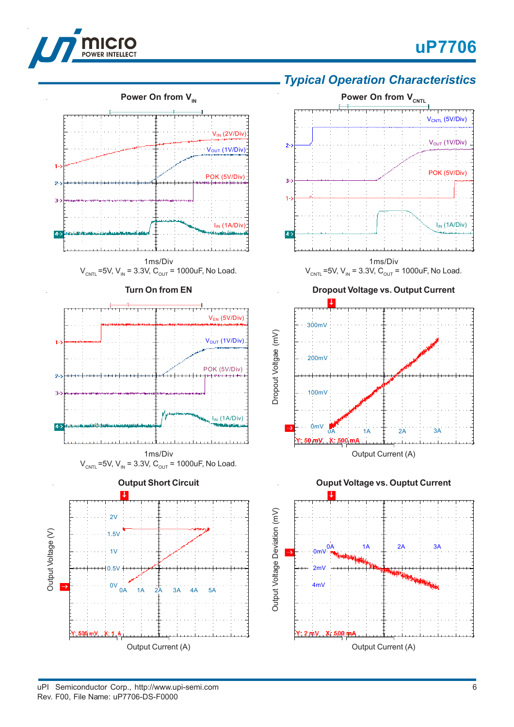## Typical Operation Characteristics

**Power On from $V_{IN}$**

$V_{IN}$ (2V/Div)

$V_{OUT}$ (1V/Div)

POK (5V/Div)

$I_{IN}$ (1A/Div)

1ms/Div

$V_{CNTL}$ =5V, $V_{IN}$ = 3.3V, $C_{OUT}$ = 1000uF, No Load.

**Power On from $V_{CNTL}$**

$V_{CNTL}$ (5V/Div)

$V_{OUT}$ (1V/Div)

POK (5V/Div)

$I_{IN}$ (1A/Div)

1ms/Div

$V_{CNTL}$ =5V, $V_{IN}$ = 3.3V, $C_{OUT}$ = 1000uF, No Load.

**Turn On from EN**

$V_{EN}$ (5V/Div)

$V_{OUT}$ (1V/Div)

POK (5V/Div)

$I_{IN}$ (1A/Div)

1ms/Div

$V_{CNTL}$ =5V, $V_{IN}$ = 3.3V, $C_{OUT}$ = 1000uF, No Load.

**Dropout Voltage vs. Output Current**

Dropout Voltage (mV)

300mV, 200mV, 100mV, 0mV

0A, 1A, 2A, 3A

Y: 50 mV X: 500 mA

Output Current (A)

**Output Short Circuit**

Output Voltage (V)

2V, 1.5V, 1V, 0.5V, 0V

0A, 1A, 2A, 3A, 4A, 5A

Y: 500 mV X: 1 A

Output Current (A)

**Ouput Voltage vs. Ouptut Current**

Output Voltage Deviation (mV)

0mV, 2mV, 4mV

0A, 1A, 2A, 3A

Y: 2 mV X: 500 mA

Output Current (A)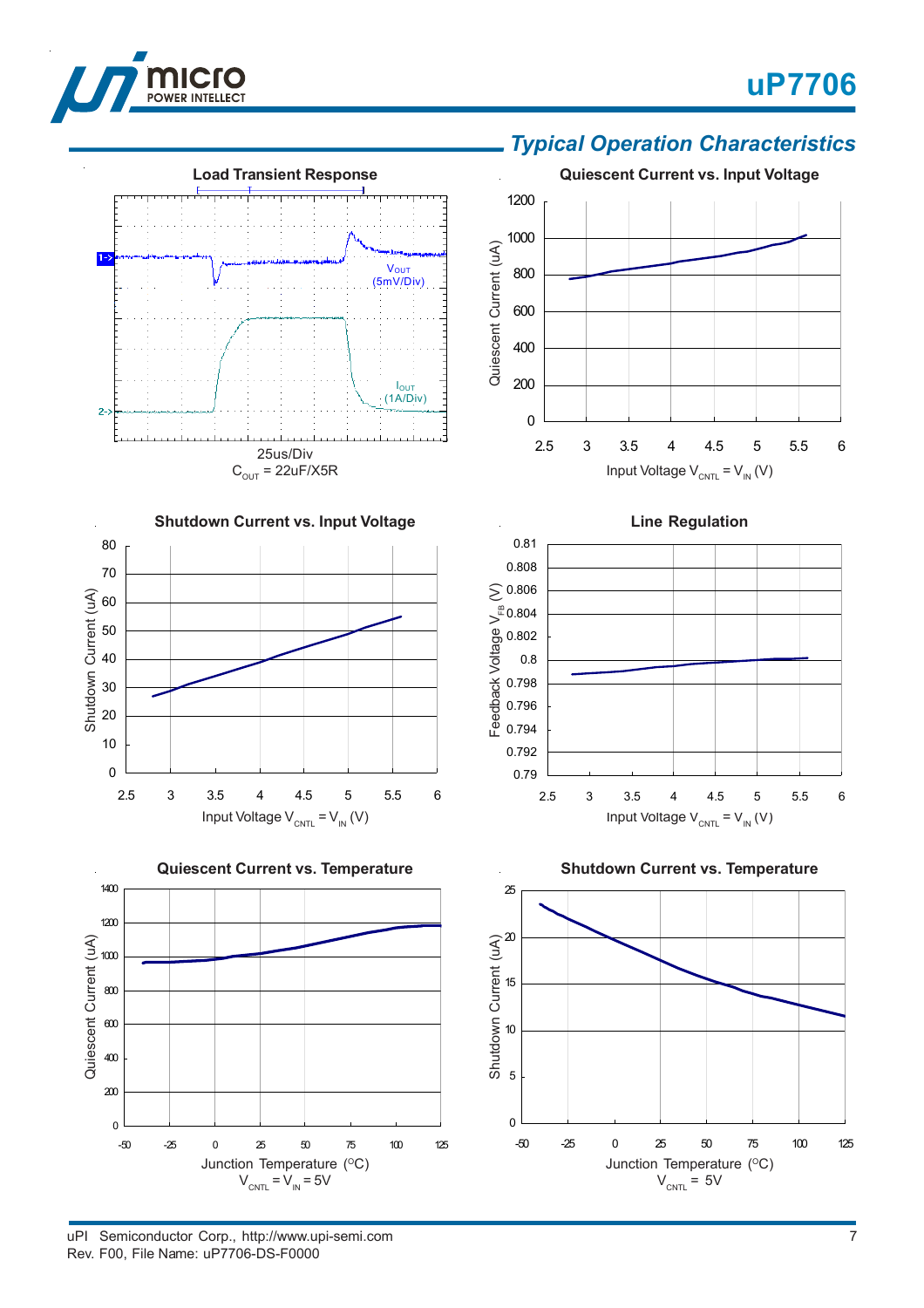## *Typical Operation Characteristics*

**Load Transient Response**

$V_{OUT}$ (5mV/Div)

$I_{OUT}$ (1A/Div)

25us/Div

$C_{OUT}$ = 22uF/X5R

**Quiescent Current vs. Input Voltage**

Quiescent Current (uA)

Input Voltage $V_{CNTL} = V_{IN}$ (V)

**Shutdown Current vs. Input Voltage**

Shutdown Current (uA)

Input Voltage $V_{CNTL} = V_{IN}$ (V)

**Line Regulation**

Feedback Voltage $V_{FB}$ (V)

Input Voltage $V_{CNTL} = V_{IN}$ (V)

**Quiescent Current vs. Temperature**

Quiescent Current (uA)

Junction Temperature (°C)

$V_{CNTL} = V_{IN} = 5V$

**Shutdown Current vs. Temperature**

Shutdown Current (uA)

Junction Temperature (°C)

$V_{CNTL}$ = 5V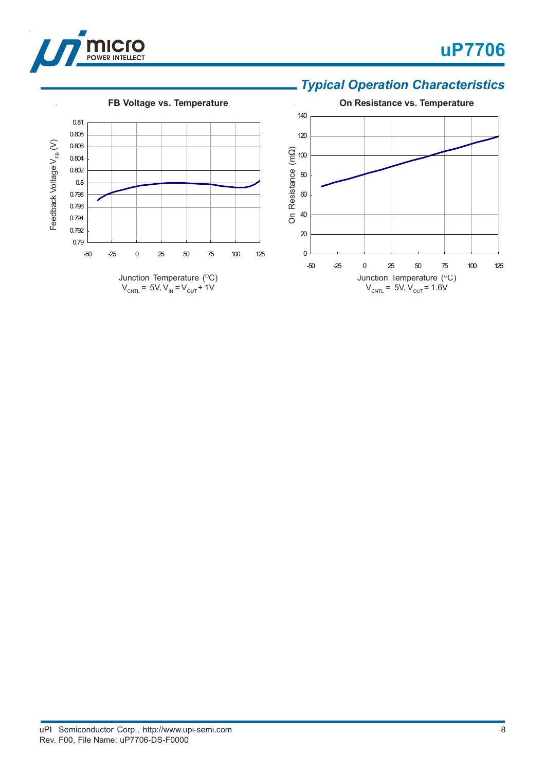## *Typical Operation Characteristics*

**FB Voltage vs. Temperature**

Feedback Voltage $V_{FB}$ (V)

Junction Temperature ($^{O}$C)
$V_{CNTL}$ = 5V, $V_{IN}$ = $V_{OUT}$ + 1V

**On Resistance vs. Temperature**

On Resistance (mΩ)

Junction Temperature ($^{O}$C)
$V_{CNTL}$ = 5V, $V_{OUT}$ = 1.6V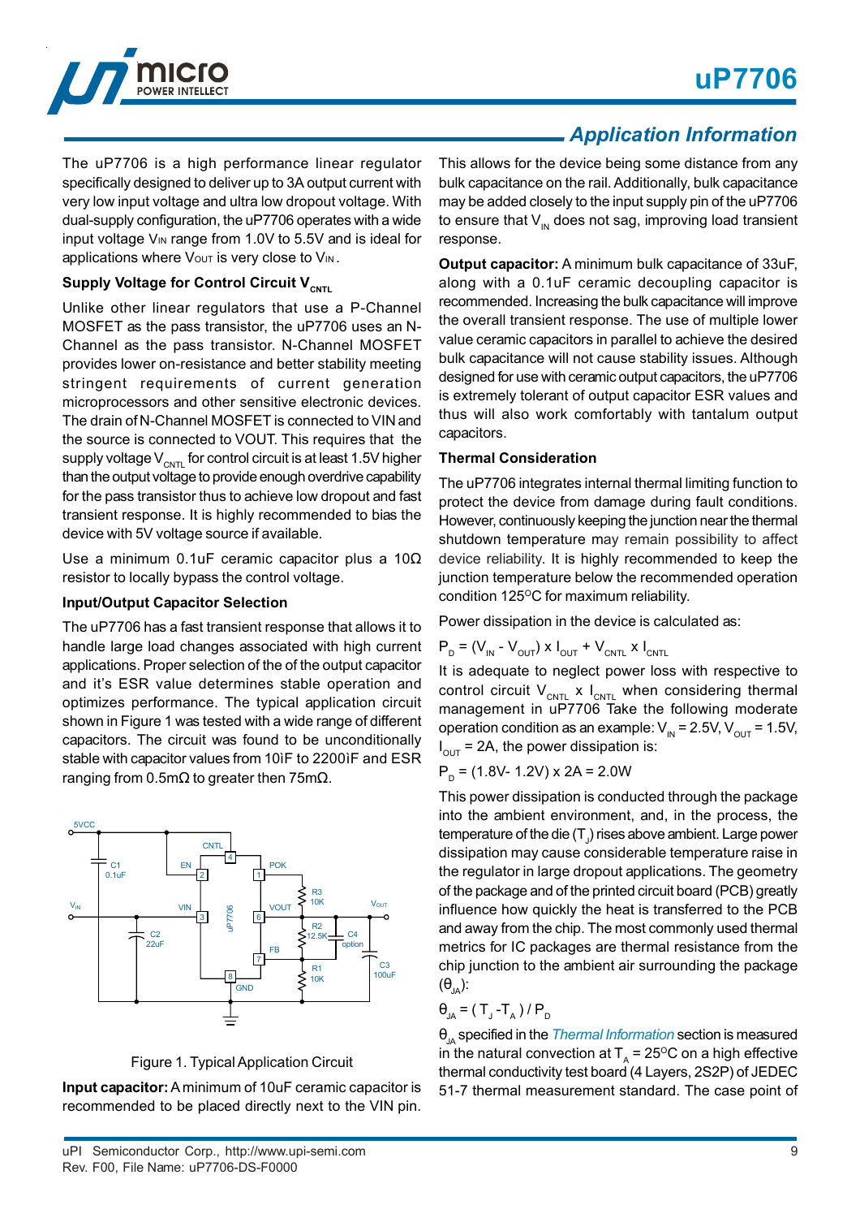## Application Information

The uP7706 is a high performance linear regulator specifically designed to deliver up to 3A output current with very low input voltage and ultra low dropout voltage. With dual-supply configuration, the uP7706 operates with a wide input voltage $V_{IN}$ range from 1.0V to 5.5V and is ideal for applications where $V_{OUT}$ is very close to $V_{IN}$.

### Supply Voltage for Control Circuit $V_{CNTL}$

Unlike other linear regulators that use a P-Channel MOSFET as the pass transistor, the uP7706 uses an N-Channel as the pass transistor. N-Channel MOSFET provides lower on-resistance and better stability meeting stringent requirements of current generation microprocessors and other sensitive electronic devices. The drain of N-Channel MOSFET is connected to VIN and the source is connected to VOUT. This requires that the supply voltage $V_{CNTL}$ for control circuit is at least 1.5V higher than the output voltage to provide enough overdrive capability for the pass transistor thus to achieve low dropout and fast transient response. It is highly recommended to bias the device with 5V voltage source if available.

Use a minimum 0.1uF ceramic capacitor plus a 10Ω resistor to locally bypass the control voltage.

### Input/Output Capacitor Selection

The uP7706 has a fast transient response that allows it to handle large load changes associated with high current applications. Proper selection of the of the output capacitor and it's ESR value determines stable operation and optimizes performance. The typical application circuit shown in Figure 1 was tested with a wide range of different capacitors. The circuit was found to be unconditionally stable with capacitor values from 10ìF to 2200ìF and ESR ranging from 0.5mΩ to greater then 75mΩ.

Figure 1. Typical Application Circuit

**Input capacitor:** A minimum of 10uF ceramic capacitor is recommended to be placed directly next to the VIN pin. This allows for the device being some distance from any bulk capacitance on the rail. Additionally, bulk capacitance may be added closely to the input supply pin of the uP7706 to ensure that $V_{IN}$ does not sag, improving load transient response.

**Output capacitor:** A minimum bulk capacitance of 33uF, along with a 0.1uF ceramic decoupling capacitor is recommended. Increasing the bulk capacitance will improve the overall transient response. The use of multiple lower value ceramic capacitors in parallel to achieve the desired bulk capacitance will not cause stability issues. Although designed for use with ceramic output capacitors, the uP7706 is extremely tolerant of output capacitor ESR values and thus will also work comfortably with tantalum output capacitors.

### Thermal Consideration

The uP7706 integrates internal thermal limiting function to protect the device from damage during fault conditions. However, continuously keeping the junction near the thermal shutdown temperature may remain possibility to affect device reliability. It is highly recommended to keep the junction temperature below the recommended operation condition 125°C for maximum reliability.

Power dissipation in the device is calculated as:

$$P_D = (V_{IN} - V_{OUT}) \times I_{OUT} + V_{CNTL} \times I_{CNTL}$$

It is adequate to neglect power loss with respective to control circuit $V_{CNTL}$ x $I_{CNTL}$ when considering thermal management in uP7706 Take the following moderate operation condition as an example: $V_{IN}$ = 2.5V, $V_{OUT}$ = 1.5V, $I_{OUT}$ = 2A, the power dissipation is:

$$P_D = (1.8V - 1.2V) \times 2A = 2.0W$$

This power dissipation is conducted through the package into the ambient environment, and, in the process, the temperature of the die ($T_J$) rises above ambient. Large power dissipation may cause considerable temperature raise in the regulator in large dropout applications. The geometry of the package and of the printed circuit board (PCB) greatly influence how quickly the heat is transferred to the PCB and away from the chip. The most commonly used thermal metrics for IC packages are thermal resistance from the chip junction to the ambient air surrounding the package ($\theta_{JA}$):

$$\theta_{JA} = (T_J - T_A) / P_D$$

$\theta_{JA}$ specified in the *Thermal Information* section is measured in the natural convection at $T_A$ = 25°C on a high effective thermal conductivity test board (4 Layers, 2S2P) of JEDEC 51-7 thermal measurement standard. The case point of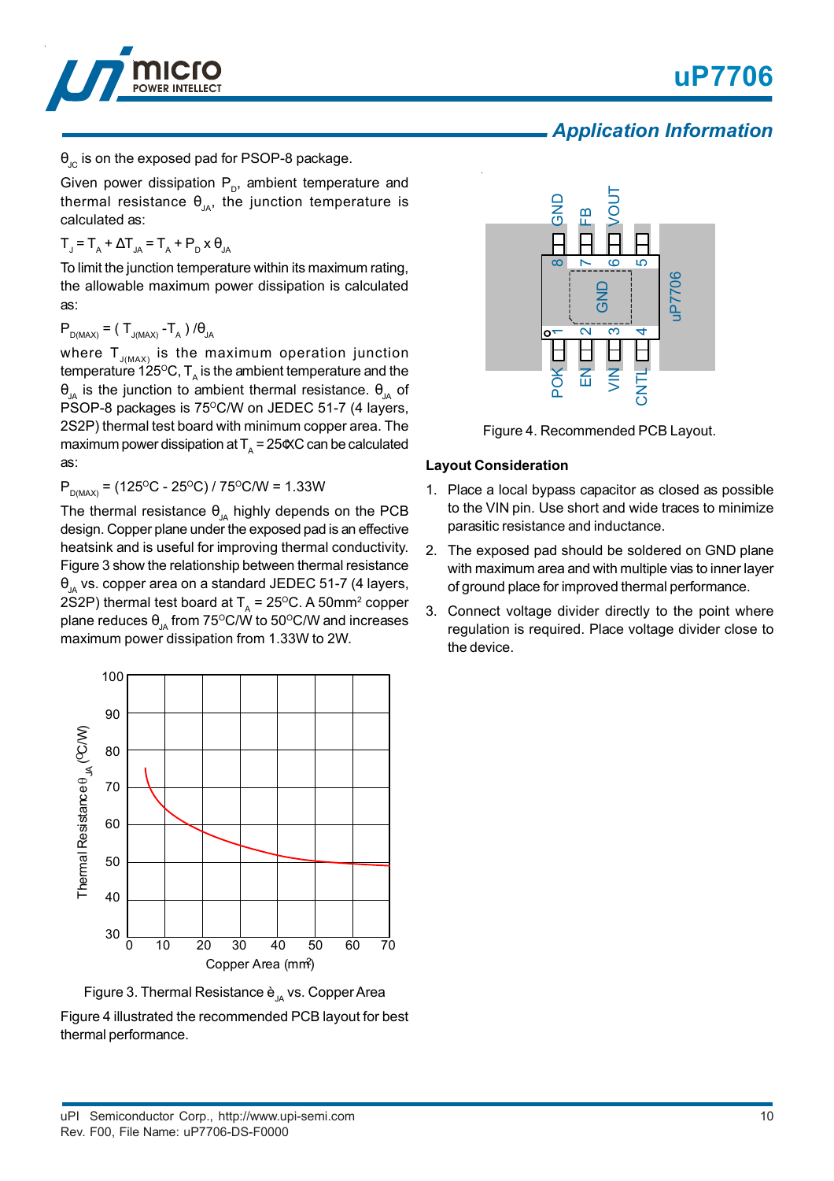## Application Information

$\theta_{JC}$ is on the exposed pad for PSOP-8 package.

Given power dissipation $P_D$, ambient temperature and thermal resistance $\theta_{JA}$, the junction temperature is calculated as:

$$T_J = T_A + \Delta T_{JA} = T_A + P_D \times \theta_{JA}$$

To limit the junction temperature within its maximum rating, the allowable maximum power dissipation is calculated as:

$$P_{D(MAX)} = ( T_{J(MAX)} - T_A ) / \theta_{JA}$$

where $T_{J(MAX)}$ is the maximum operation junction temperature 125°C, $T_A$ is the ambient temperature and the $\theta_{JA}$ is the junction to ambient thermal resistance. $\theta_{JA}$ of PSOP-8 packages is 75°C/W on JEDEC 51-7 (4 layers, 2S2P) thermal test board with minimum copper area. The maximum power dissipation at $T_A$ = 25¢XC can be calculated as:

$$P_{D(MAX)} = (125^oC - 25^oC) / 75^oC/W = 1.33W$$

The thermal resistance $\theta_{JA}$ highly depends on the PCB design. Copper plane under the exposed pad is an effective heatsink and is useful for improving thermal conductivity. Figure 3 show the relationship between thermal resistance $\theta_{JA}$ vs. copper area on a standard JEDEC 51-7 (4 layers, 2S2P) thermal test board at $T_A$ = 25°C. A 50mm² copper plane reduces $\theta_{JA}$ from 75°C/W to 50°C/W and increases maximum power dissipation from 1.33W to 2W.

Figure 3. Thermal Resistance è$_{JA}$ vs. Copper Area

Figure 4 illustrated the recommended PCB layout for best thermal performance.

Figure 4. Recommended PCB Layout.

### Layout Consideration

1. Place a local bypass capacitor as closed as possible to the VIN pin. Use short and wide traces to minimize parasitic resistance and inductance.
2. The exposed pad should be soldered on GND plane with maximum area and with multiple vias to inner layer of ground place for improved thermal performance.
3. Connect voltage divider directly to the point where regulation is required. Place voltage divider close to the device.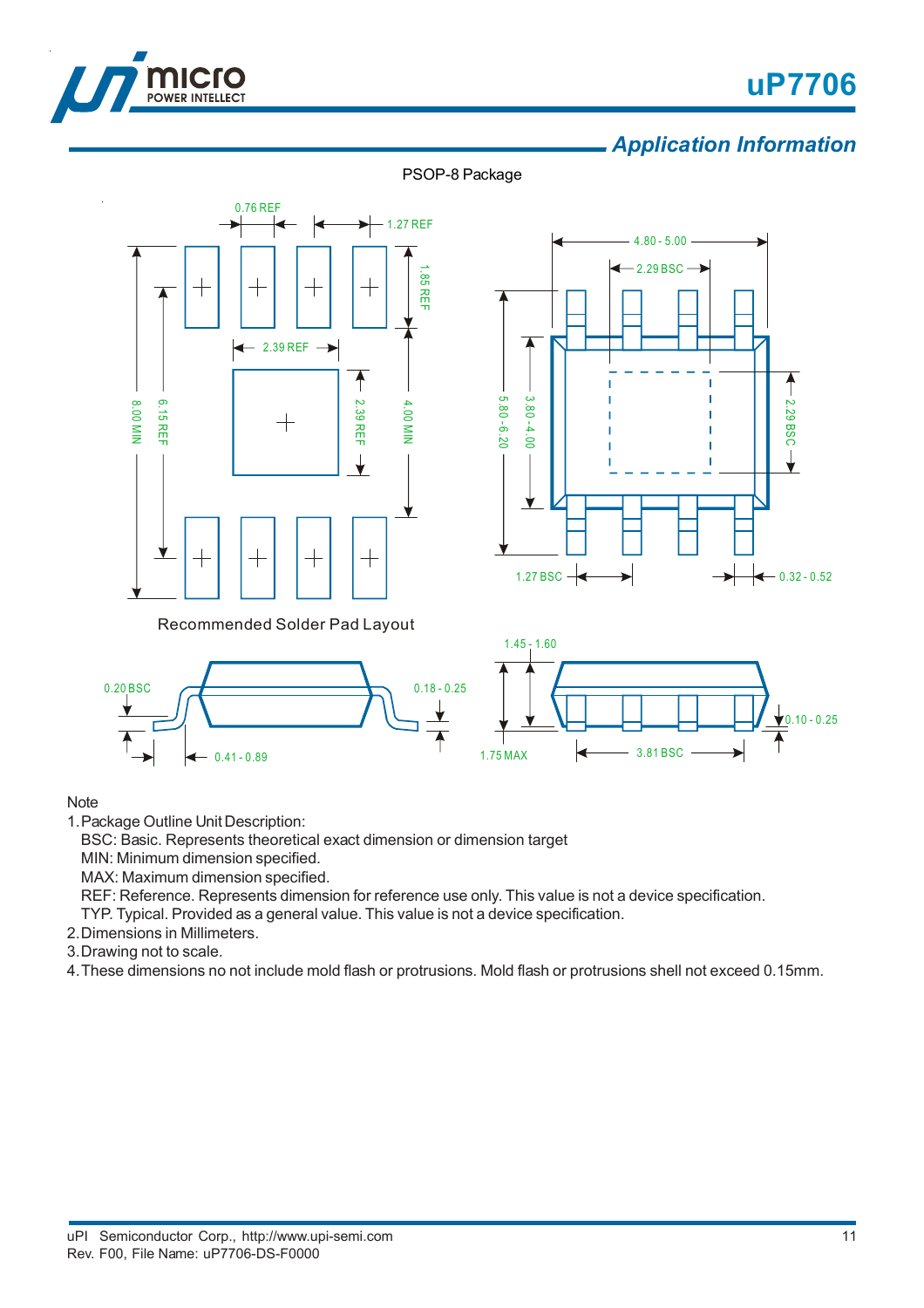## Application Information

PSOP-8 Package

0.76 REF

1.27 REF

1.85 REF

2.39 REF

2.39 REF

8.00 MIN

6.15 REF

4.00 MIN

4.80 - 5.00

2.29 BSC

5.80 - 6.20

3.80 - 4.00

2.29 BSC

1.27 BSC

0.32 - 0.52

Recommended Solder Pad Layout

0.20 BSC

0.18 - 0.25

0.41 - 0.89

1.45 - 1.60

1.75 MAX

3.81 BSC

0.10 - 0.25

Note

1. Package Outline Unit Description:
   BSC: Basic. Represents theoretical exact dimension or dimension target
   MIN: Minimum dimension specified.
   MAX: Maximum dimension specified.
   REF: Reference. Represents dimension for reference use only. This value is not a device specification.
   TYP. Typical. Provided as a general value. This value is not a device specification.
2. Dimensions in Millimeters.
3. Drawing not to scale.
4. These dimensions no not include mold flash or protrusions. Mold flash or protrusions shell not exceed 0.15mm.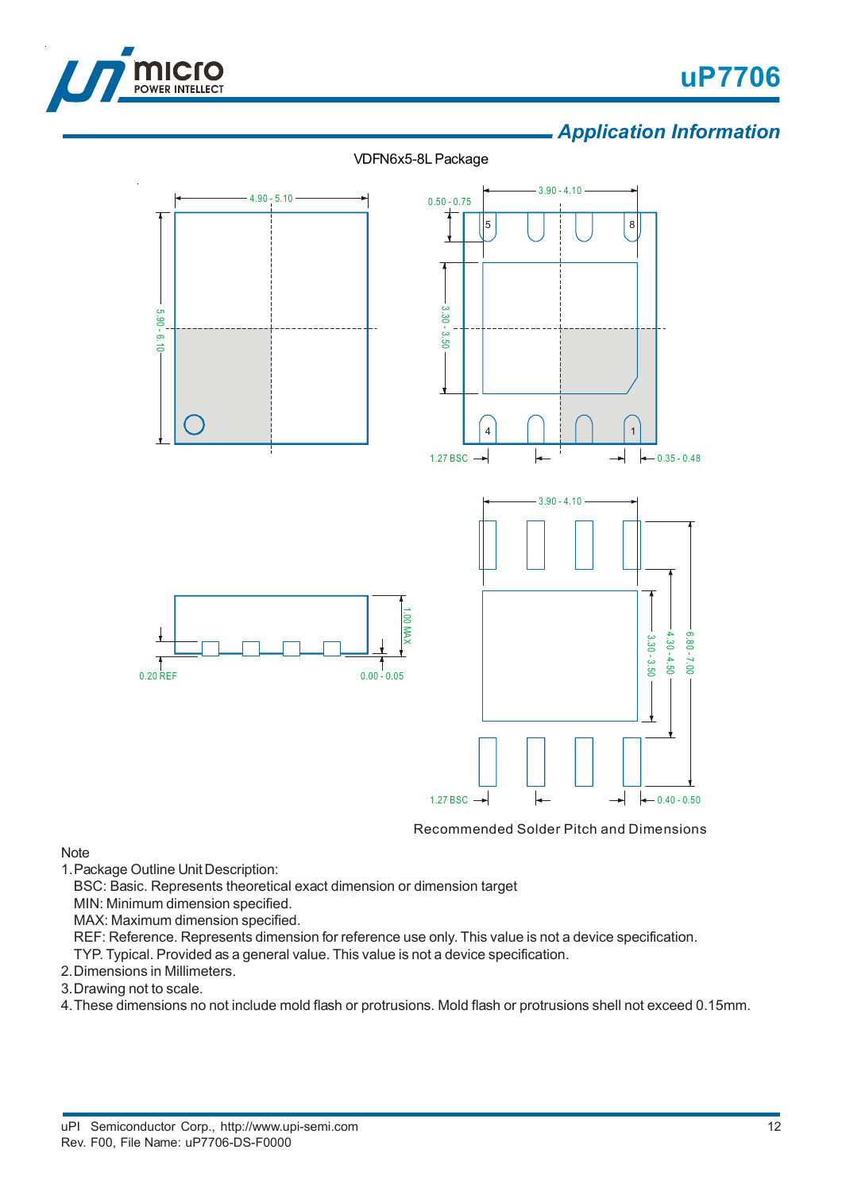## Application Information

VDFN6x5-8L Package

4.90 - 5.10

5.90 - 6.10

3.90 - 4.10

0.50 - 0.75

3.30 - 3.50

5

8

4

1

1.27 BSC

0.35 - 0.48

1.00 MAX

0.20 REF

0.00 - 0.05

3.90 - 4.10

3.30 - 3.50

4.30 - 4.50

6.80 - 7.00

1.27 BSC

0.40 - 0.50

Recommended Solder Pitch and Dimensions

Note

1. Package Outline Unit Description:
   - BSC: Basic. Represents theoretical exact dimension or dimension target
   - MIN: Minimum dimension specified.
   - MAX: Maximum dimension specified.
   - REF: Reference. Represents dimension for reference use only. This value is not a device specification.
   - TYP. Typical. Provided as a general value. This value is not a device specification.
2. Dimensions in Millimeters.
3. Drawing not to scale.
4. These dimensions no not include mold flash or protrusions. Mold flash or protrusions shell not exceed 0.15mm.

uPI Semiconductor Corp., http://www.upi-semi.com
Rev. F00, File Name: uP7706-DS-F0000